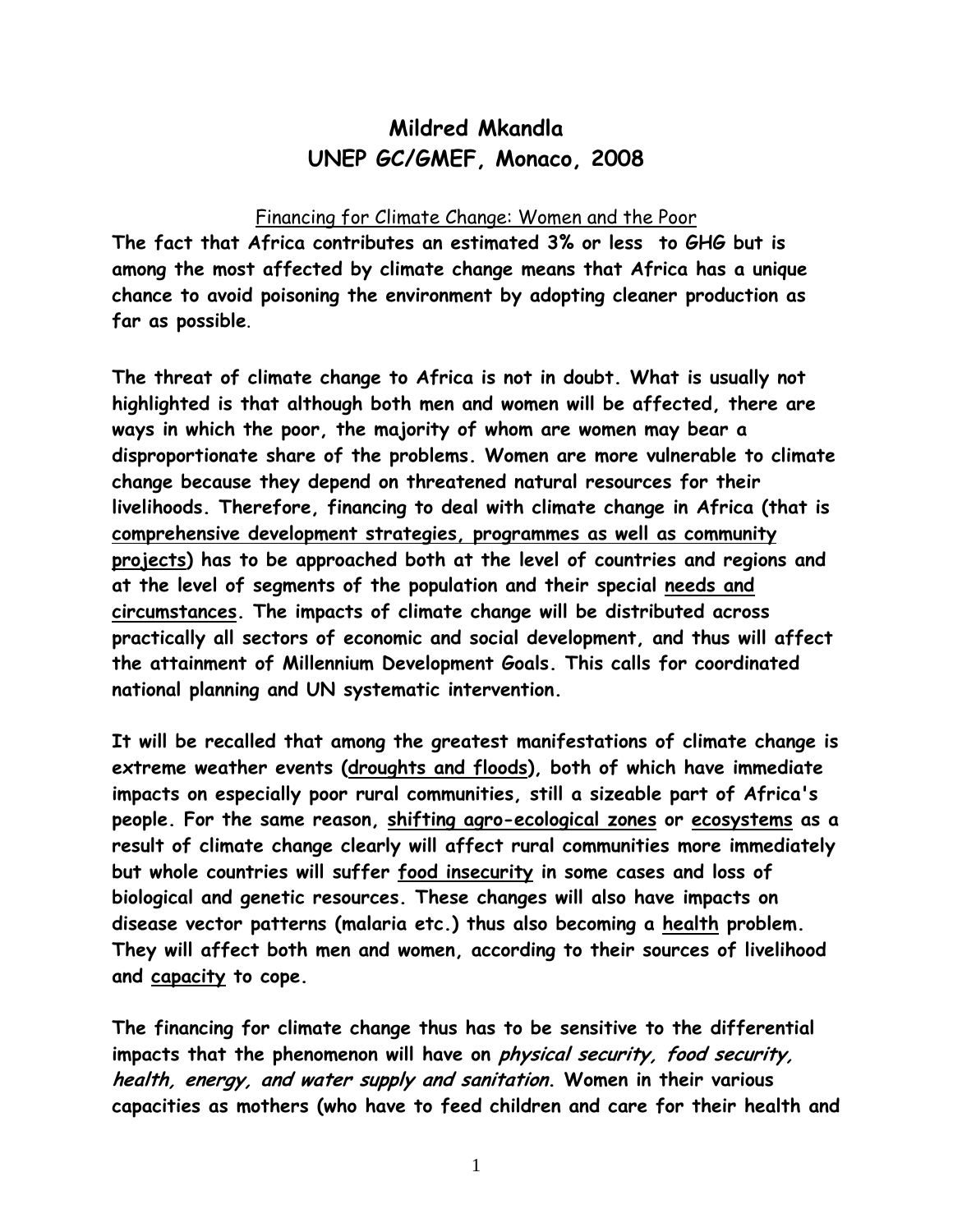# Mildred Mkandla
# UNEP GC/GMEF, Monaco, 2008

<u>Financing for Climate Change: Women and the Poor</u>

**The fact that Africa contributes an estimated 3% or less to GHG but is among the most affected by climate change means that Africa has a unique chance to avoid poisoning the environment by adopting cleaner production as far as possible**.

**The threat of climate change to Africa is not in doubt. What is usually not highlighted is that although both men and women will be affected, there are ways in which the poor, the majority of whom are women may bear a disproportionate share of the problems. Women are more vulnerable to climate change because they depend on threatened natural resources for their livelihoods. Therefore, financing to deal with climate change in Africa (that is <u>comprehensive development strategies, programmes as well as community projects</u>) has to be approached both at the level of countries and regions and at the level of segments of the population and their special <u>needs and circumstances</u>. The impacts of climate change will be distributed across practically all sectors of economic and social development, and thus will affect the attainment of Millennium Development Goals. This calls for coordinated national planning and UN systematic intervention.**

**It will be recalled that among the greatest manifestations of climate change is extreme weather events (<u>droughts and floods</u>), both of which have immediate impacts on especially poor rural communities, still a sizeable part of Africa's people. For the same reason, <u>shifting agro-ecological zones</u> or <u>ecosystems</u> as a result of climate change clearly will affect rural communities more immediately but whole countries will suffer <u>food insecurity</u> in some cases and loss of biological and genetic resources. These changes will also have impacts on disease vector patterns (malaria etc.) thus also becoming a <u>health</u> problem. They will affect both men and women, according to their sources of livelihood and <u>capacity</u> to cope.**

**The financing for climate change thus has to be sensitive to the differential impacts that the phenomenon will have on *physical security, food security, health, energy, and water supply and sanitation*. Women in their various capacities as mothers (who have to feed children and care for their health and**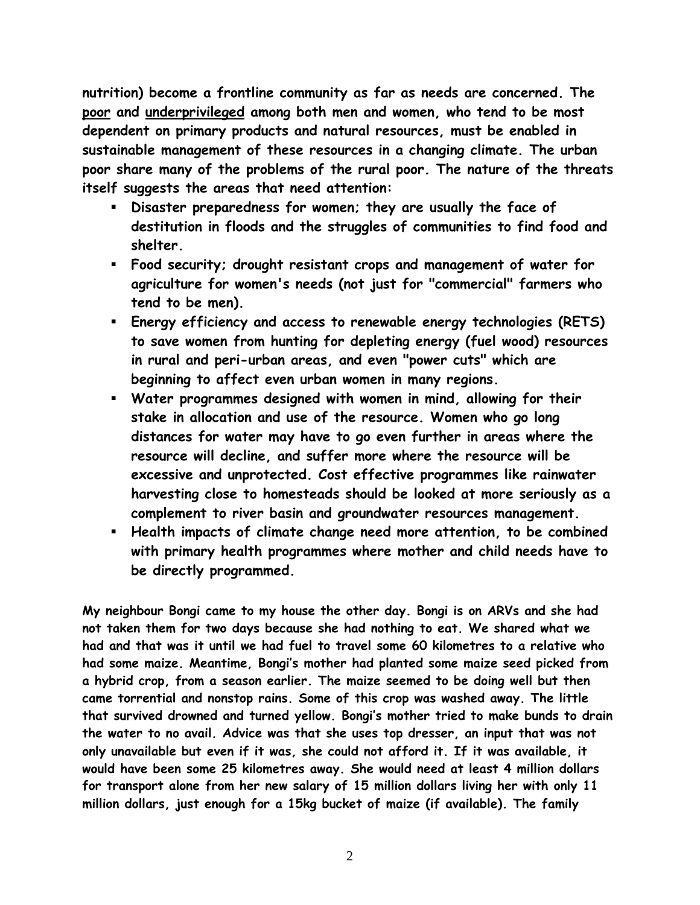**nutrition) become a frontline community as far as needs are concerned. The <u>poor</u> and <u>underprivileged</u> among both men and women, who tend to be most dependent on primary products and natural resources, must be enabled in sustainable management of these resources in a changing climate. The urban poor share many of the problems of the rural poor. The nature of the threats itself suggests the areas that need attention:**

- **Disaster preparedness for women; they are usually the face of destitution in floods and the struggles of communities to find food and shelter.**
- **Food security; drought resistant crops and management of water for agriculture for women's needs (not just for "commercial" farmers who tend to be men).**
- **Energy efficiency and access to renewable energy technologies (RETS) to save women from hunting for depleting energy (fuel wood) resources in rural and peri-urban areas, and even "power cuts" which are beginning to affect even urban women in many regions.**
- **Water programmes designed with women in mind, allowing for their stake in allocation and use of the resource. Women who go long distances for water may have to go even further in areas where the resource will decline, and suffer more where the resource will be excessive and unprotected. Cost effective programmes like rainwater harvesting close to homesteads should be looked at more seriously as a complement to river basin and groundwater resources management.**
- **Health impacts of climate change need more attention, to be combined with primary health programmes where mother and child needs have to be directly programmed.**

**My neighbour Bongi came to my house the other day. Bongi is on ARVs and she had not taken them for two days because she had nothing to eat. We shared what we had and that was it until we had fuel to travel some 60 kilometres to a relative who had some maize. Meantime, Bongi's mother had planted some maize seed picked from a hybrid crop, from a season earlier. The maize seemed to be doing well but then came torrential and nonstop rains. Some of this crop was washed away. The little that survived drowned and turned yellow. Bongi's mother tried to make bunds to drain the water to no avail. Advice was that she uses top dresser, an input that was not only unavailable but even if it was, she could not afford it. If it was available, it would have been some 25 kilometres away. She would need at least 4 million dollars for transport alone from her new salary of 15 million dollars living her with only 11 million dollars, just enough for a 15kg bucket of maize (if available). The family**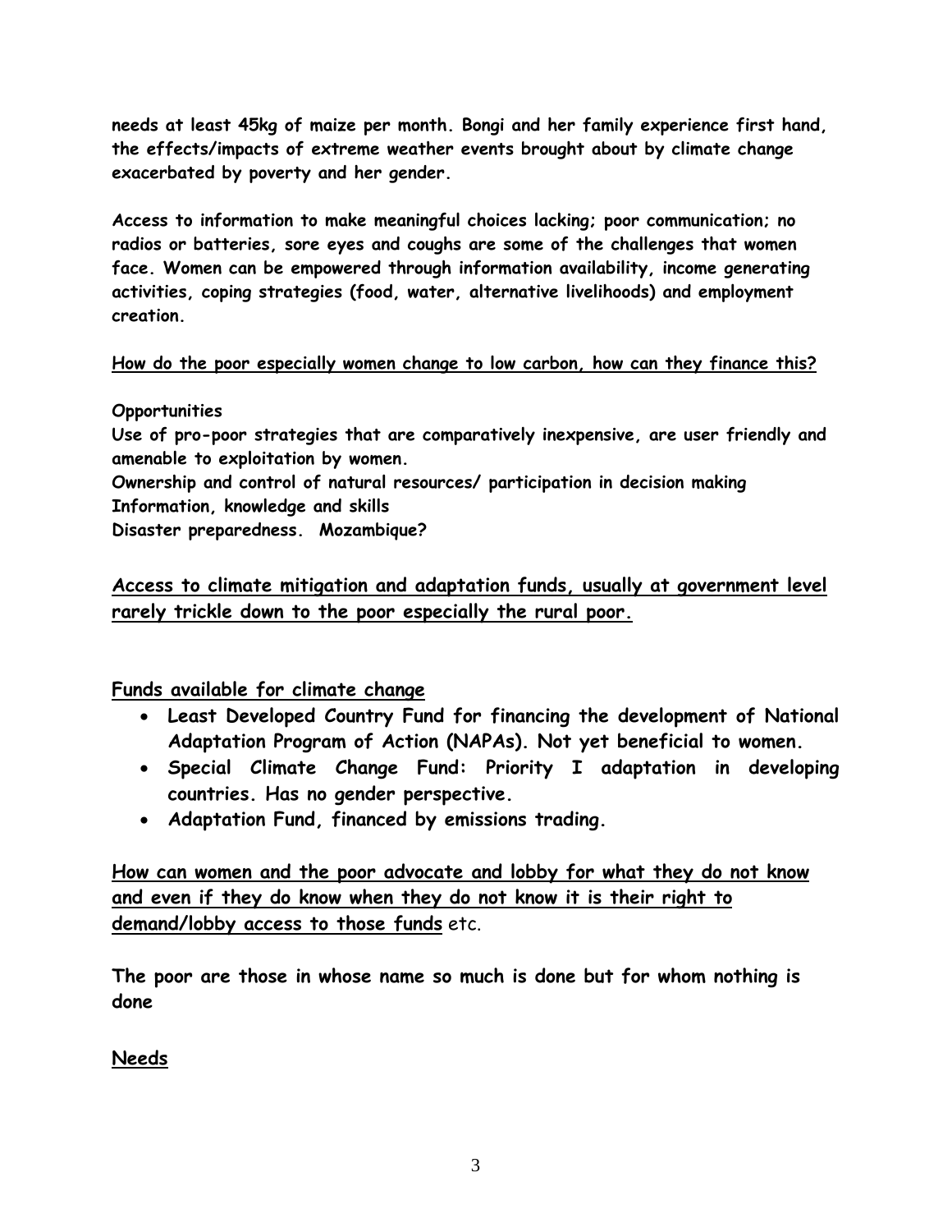**needs at least 45kg of maize per month. Bongi and her family experience first hand, the effects/impacts of extreme weather events brought about by climate change exacerbated by poverty and her gender.**

**Access to information to make meaningful choices lacking; poor communication; no radios or batteries, sore eyes and coughs are some of the challenges that women face. Women can be empowered through information availability, income generating activities, coping strategies (food, water, alternative livelihoods) and employment creation.**

**<u>How do the poor especially women change to low carbon, how can they finance this?</u>**

**Opportunities**
**Use of pro-poor strategies that are comparatively inexpensive, are user friendly and amenable to exploitation by women.**
**Ownership and control of natural resources/ participation in decision making**
**Information, knowledge and skills**
**Disaster preparedness. Mozambique?**

**<u>Access to climate mitigation and adaptation funds, usually at government level rarely trickle down to the poor especially the rural poor.</u>**

<u>Funds available for climate change</u>

- **Least Developed Country Fund for financing the development of National Adaptation Program of Action (NAPAs). Not yet beneficial to women.**
- **Special Climate Change Fund: Priority I adaptation in developing countries. Has no gender perspective.**
- **Adaptation Fund, financed by emissions trading.**

**<u>How can women and the poor advocate and lobby for what they do not know and even if they do know when they do not know it is their right to demand/lobby access to those funds</u>** etc.

**The poor are those in whose name so much is done but for whom nothing is done**

<u>Needs</u>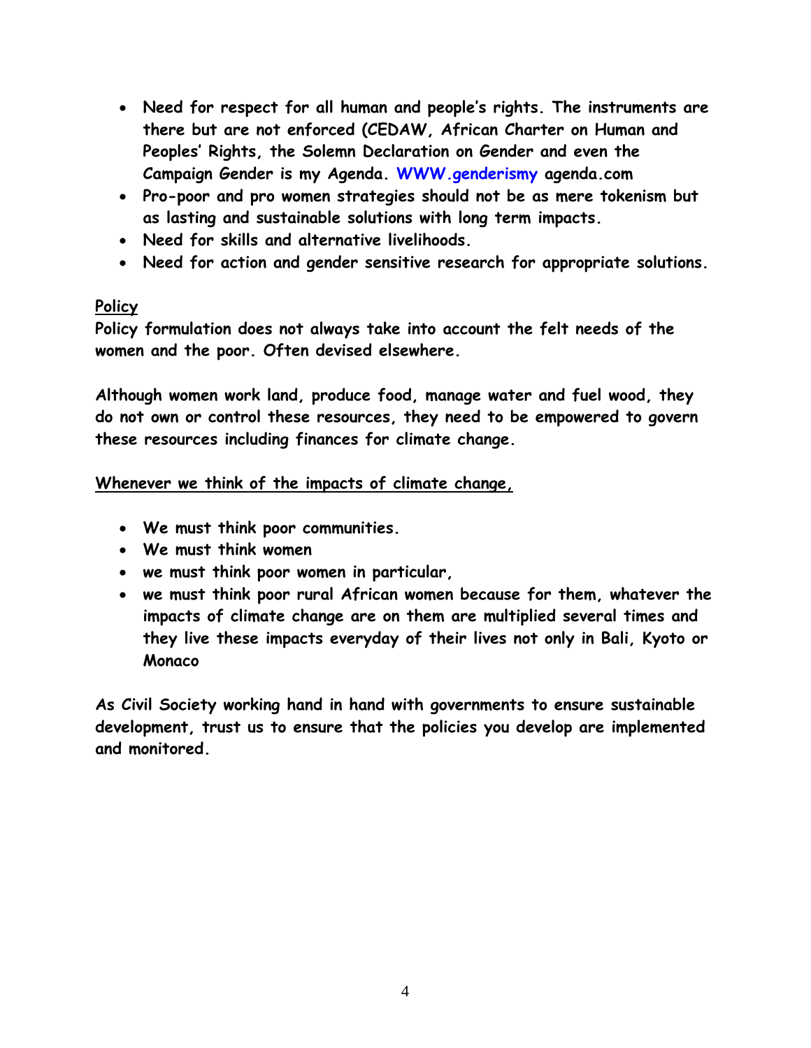- **Need for respect for all human and people's rights. The instruments are there but are not enforced (CEDAW, African Charter on Human and Peoples' Rights, the Solemn Declaration on Gender and even the Campaign Gender is my Agenda. WWW.genderismy agenda.com**
- **Pro-poor and pro women strategies should not be as mere tokenism but as lasting and sustainable solutions with long term impacts.**
- **Need for skills and alternative livelihoods.**
- **Need for action and gender sensitive research for appropriate solutions.**

**Policy**

**Policy formulation does not always take into account the felt needs of the women and the poor. Often devised elsewhere.**

**Although women work land, produce food, manage water and fuel wood, they do not own or control these resources, they need to be empowered to govern these resources including finances for climate change.**

**Whenever we think of the impacts of climate change,**

- **We must think poor communities.**
- **We must think women**
- **we must think poor women in particular,**
- **we must think poor rural African women because for them, whatever the impacts of climate change are on them are multiplied several times and they live these impacts everyday of their lives not only in Bali, Kyoto or Monaco**

**As Civil Society working hand in hand with governments to ensure sustainable development, trust us to ensure that the policies you develop are implemented and monitored.**